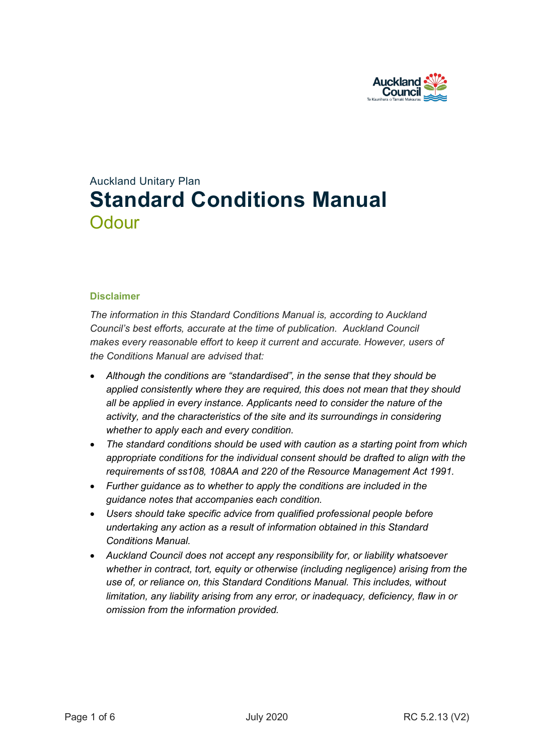Auckland Unitary Plan

# Standard Conditions Manual

## Odour

### Disclaimer

*The information in this Standard Conditions Manual is, according to Auckland Council's best efforts, accurate at the time of publication. Auckland Council makes every reasonable effort to keep it current and accurate. However, users of the Conditions Manual are advised that:*

- *Although the conditions are "standardised", in the sense that they should be applied consistently where they are required, this does not mean that they should all be applied in every instance. Applicants need to consider the nature of the activity, and the characteristics of the site and its surroundings in considering whether to apply each and every condition.*
- *The standard conditions should be used with caution as a starting point from which appropriate conditions for the individual consent should be drafted to align with the requirements of ss108, 108AA and 220 of the Resource Management Act 1991.*
- *Further guidance as to whether to apply the conditions are included in the guidance notes that accompanies each condition.*
- *Users should take specific advice from qualified professional people before undertaking any action as a result of information obtained in this Standard Conditions Manual.*
- *Auckland Council does not accept any responsibility for, or liability whatsoever whether in contract, tort, equity or otherwise (including negligence) arising from the use of, or reliance on, this Standard Conditions Manual. This includes, without limitation, any liability arising from any error, or inadequacy, deficiency, flaw in or omission from the information provided.*

July 2020 RC 5.2.13 (V2)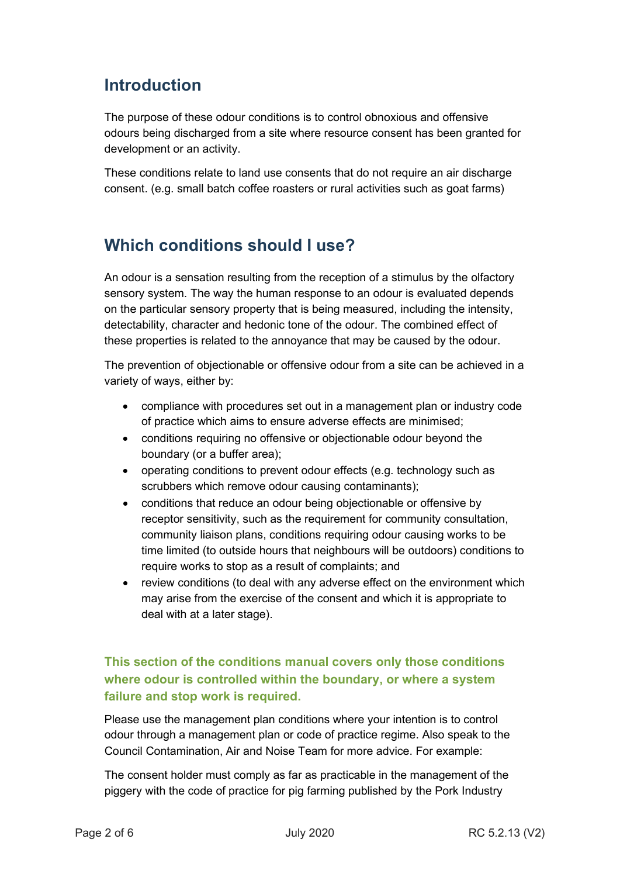## Introduction

The purpose of these odour conditions is to control obnoxious and offensive odours being discharged from a site where resource consent has been granted for development or an activity.

These conditions relate to land use consents that do not require an air discharge consent. (e.g. small batch coffee roasters or rural activities such as goat farms)

## Which conditions should I use?

An odour is a sensation resulting from the reception of a stimulus by the olfactory sensory system. The way the human response to an odour is evaluated depends on the particular sensory property that is being measured, including the intensity, detectability, character and hedonic tone of the odour. The combined effect of these properties is related to the annoyance that may be caused by the odour.

The prevention of objectionable or offensive odour from a site can be achieved in a variety of ways, either by:

- compliance with procedures set out in a management plan or industry code of practice which aims to ensure adverse effects are minimised;
- conditions requiring no offensive or objectionable odour beyond the boundary (or a buffer area);
- operating conditions to prevent odour effects (e.g. technology such as scrubbers which remove odour causing contaminants);
- conditions that reduce an odour being objectionable or offensive by receptor sensitivity, such as the requirement for community consultation, community liaison plans, conditions requiring odour causing works to be time limited (to outside hours that neighbours will be outdoors) conditions to require works to stop as a result of complaints; and
- review conditions (to deal with any adverse effect on the environment which may arise from the exercise of the consent and which it is appropriate to deal with at a later stage).

### This section of the conditions manual covers only those conditions where odour is controlled within the boundary, or where a system failure and stop work is required.

Please use the management plan conditions where your intention is to control odour through a management plan or code of practice regime. Also speak to the Council Contamination, Air and Noise Team for more advice. For example:

The consent holder must comply as far as practicable in the management of the piggery with the code of practice for pig farming published by the Pork Industry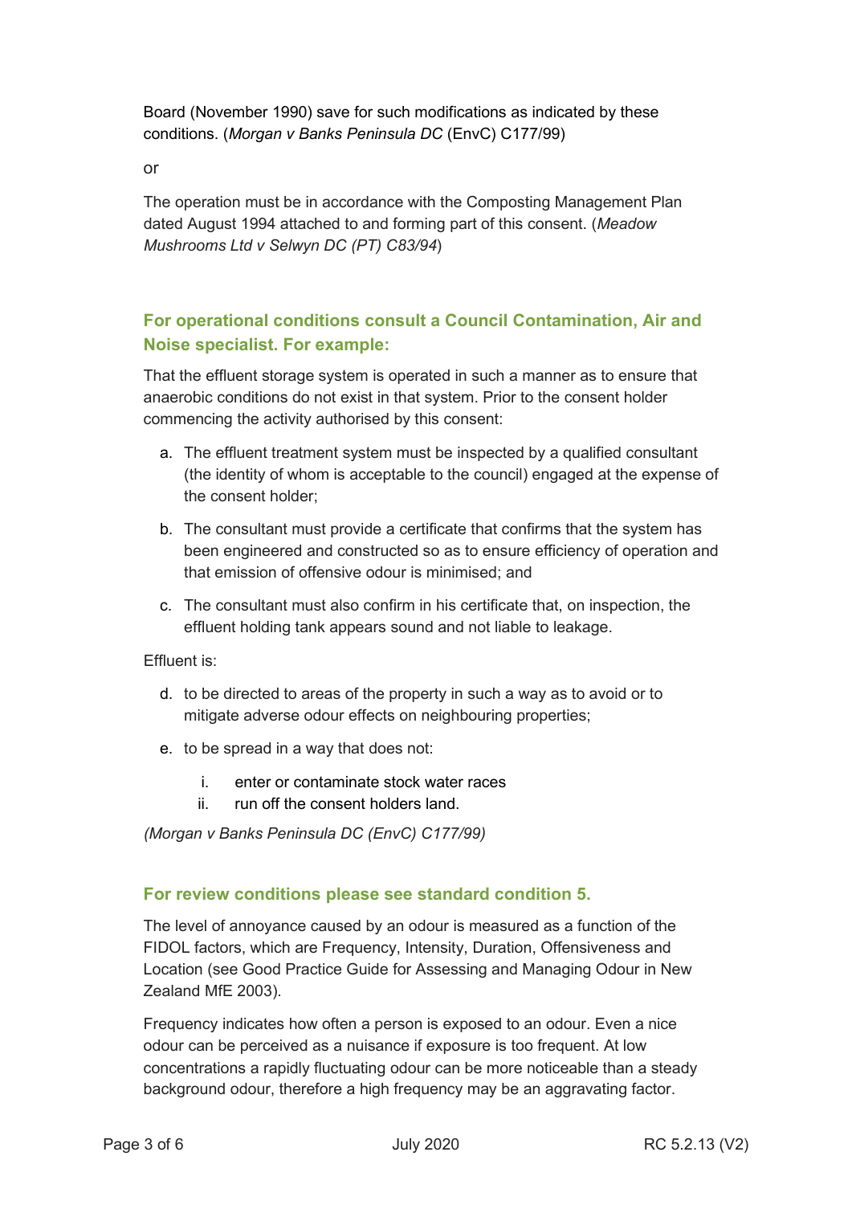Board (November 1990) save for such modifications as indicated by these conditions. (*Morgan v Banks Peninsula DC* (EnvC) C177/99)

or

The operation must be in accordance with the Composting Management Plan dated August 1994 attached to and forming part of this consent. (*Meadow Mushrooms Ltd v Selwyn DC (PT) C83/94*)

### For operational conditions consult a Council Contamination, Air and Noise specialist. For example:

That the effluent storage system is operated in such a manner as to ensure that anaerobic conditions do not exist in that system. Prior to the consent holder commencing the activity authorised by this consent:

a. The effluent treatment system must be inspected by a qualified consultant (the identity of whom is acceptable to the council) engaged at the expense of the consent holder;

b. The consultant must provide a certificate that confirms that the system has been engineered and constructed so as to ensure efficiency of operation and that emission of offensive odour is minimised; and

c. The consultant must also confirm in his certificate that, on inspection, the effluent holding tank appears sound and not liable to leakage.

Effluent is:

d. to be directed to areas of the property in such a way as to avoid or to mitigate adverse odour effects on neighbouring properties;

e. to be spread in a way that does not:

   i. enter or contaminate stock water races
   
   ii. run off the consent holders land.

*(Morgan v Banks Peninsula DC (EnvC) C177/99)*

### For review conditions please see standard condition 5.

The level of annoyance caused by an odour is measured as a function of the FIDOL factors, which are Frequency, Intensity, Duration, Offensiveness and Location (see Good Practice Guide for Assessing and Managing Odour in New Zealand MfE 2003).

Frequency indicates how often a person is exposed to an odour. Even a nice odour can be perceived as a nuisance if exposure is too frequent. At low concentrations a rapidly fluctuating odour can be more noticeable than a steady background odour, therefore a high frequency may be an aggravating factor.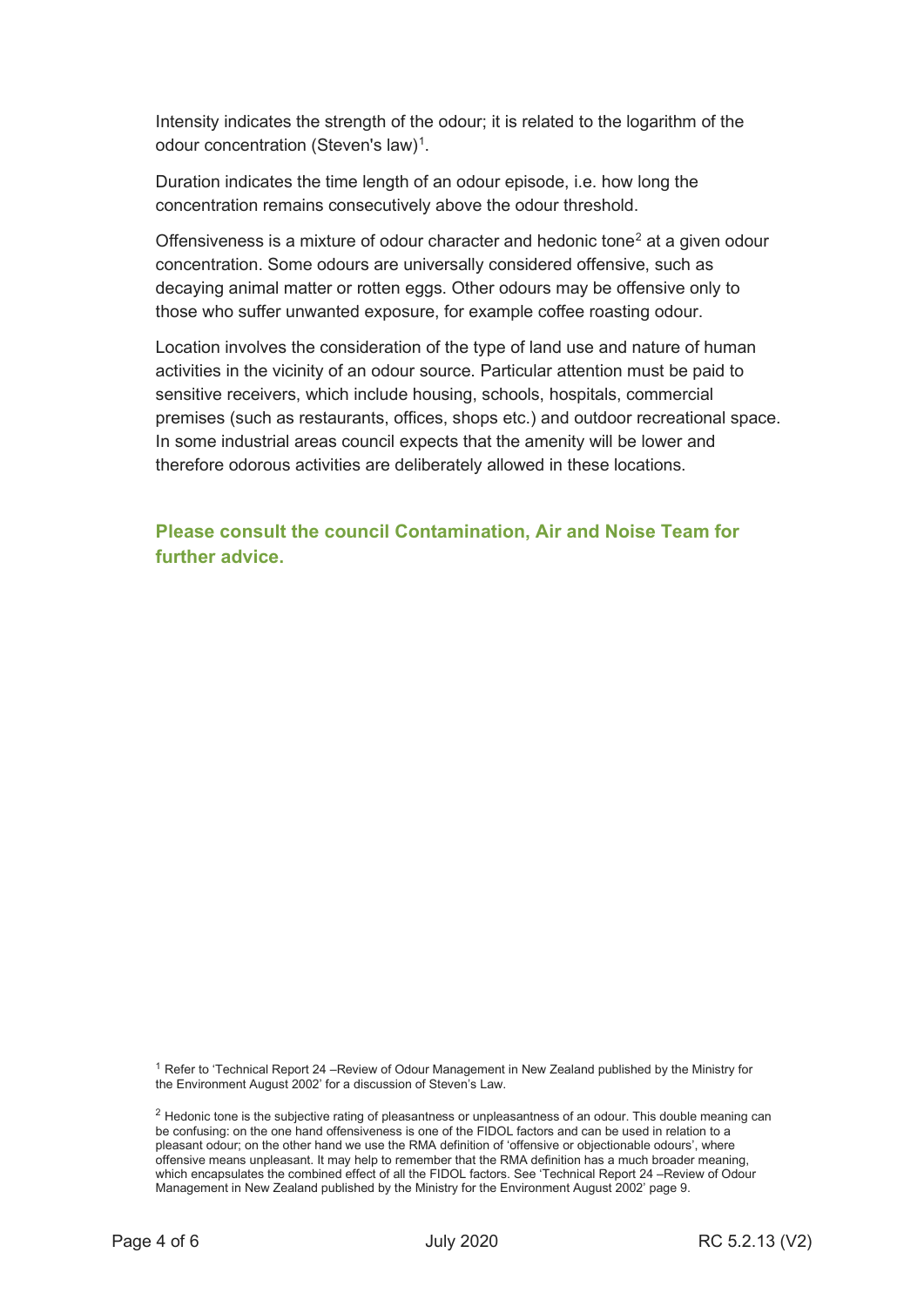Intensity indicates the strength of the odour; it is related to the logarithm of the odour concentration (Steven's law)[1].

Duration indicates the time length of an odour episode, i.e. how long the concentration remains consecutively above the odour threshold.

Offensiveness is a mixture of odour character and hedonic tone[2] at a given odour concentration. Some odours are universally considered offensive, such as decaying animal matter or rotten eggs. Other odours may be offensive only to those who suffer unwanted exposure, for example coffee roasting odour.

Location involves the consideration of the type of land use and nature of human activities in the vicinity of an odour source. Particular attention must be paid to sensitive receivers, which include housing, schools, hospitals, commercial premises (such as restaurants, offices, shops etc.) and outdoor recreational space. In some industrial areas council expects that the amenity will be lower and therefore odorous activities are deliberately allowed in these locations.

**Please consult the council Contamination, Air and Noise Team for further advice.**

[1] Refer to 'Technical Report 24 –Review of Odour Management in New Zealand published by the Ministry for the Environment August 2002' for a discussion of Steven's Law.

[2] Hedonic tone is the subjective rating of pleasantness or unpleasantness of an odour. This double meaning can be confusing: on the one hand offensiveness is one of the FIDOL factors and can be used in relation to a pleasant odour; on the other hand we use the RMA definition of 'offensive or objectionable odours', where offensive means unpleasant. It may help to remember that the RMA definition has a much broader meaning, which encapsulates the combined effect of all the FIDOL factors. See 'Technical Report 24 –Review of Odour Management in New Zealand published by the Ministry for the Environment August 2002' page 9.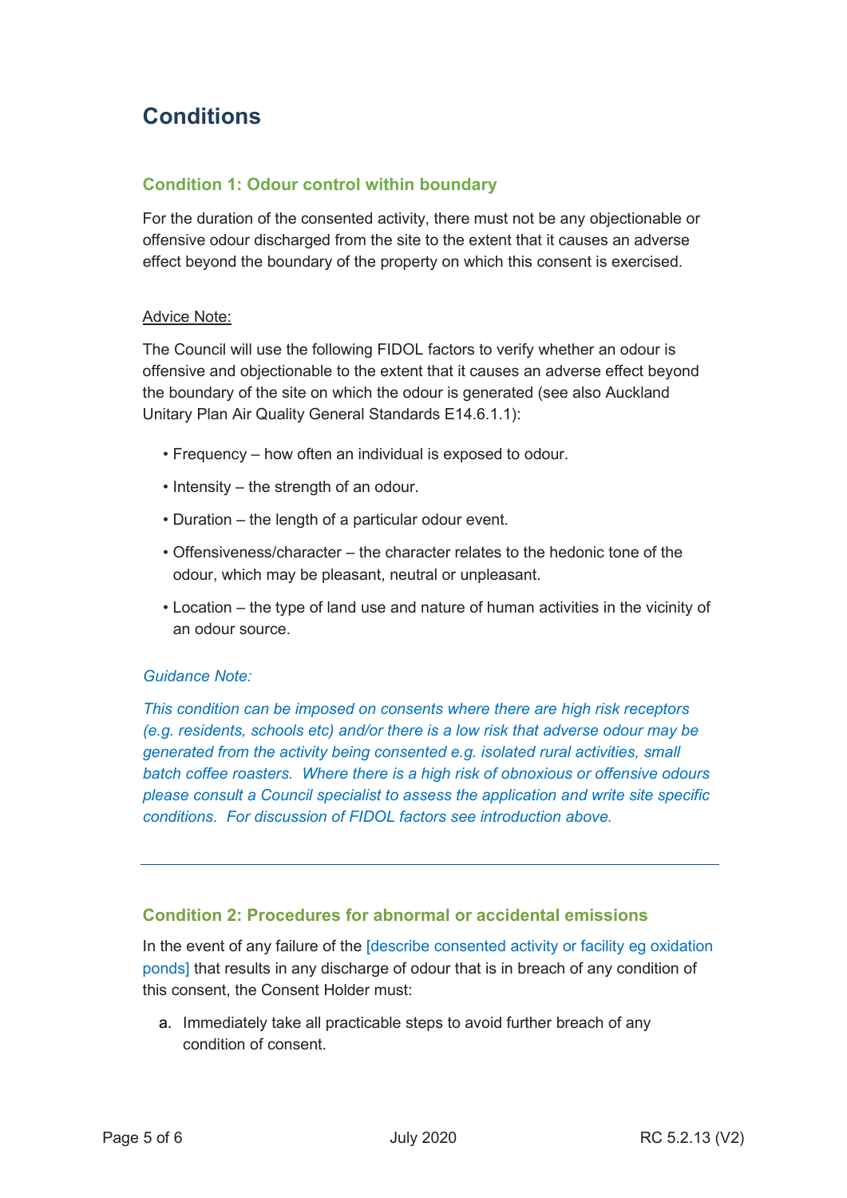# Conditions

### Condition 1: Odour control within boundary

For the duration of the consented activity, there must not be any objectionable or offensive odour discharged from the site to the extent that it causes an adverse effect beyond the boundary of the property on which this consent is exercised.

Advice Note:

The Council will use the following FIDOL factors to verify whether an odour is offensive and objectionable to the extent that it causes an adverse effect beyond the boundary of the site on which the odour is generated (see also Auckland Unitary Plan Air Quality General Standards E14.6.1.1):

- Frequency – how often an individual is exposed to odour.
- Intensity – the strength of an odour.
- Duration – the length of a particular odour event.
- Offensiveness/character – the character relates to the hedonic tone of the odour, which may be pleasant, neutral or unpleasant.
- Location – the type of land use and nature of human activities in the vicinity of an odour source.

*Guidance Note:*

*This condition can be imposed on consents where there are high risk receptors (e.g. residents, schools etc) and/or there is a low risk that adverse odour may be generated from the activity being consented e.g. isolated rural activities, small batch coffee roasters. Where there is a high risk of obnoxious or offensive odours please consult a Council specialist to assess the application and write site specific conditions. For discussion of FIDOL factors see introduction above.*

---

### Condition 2: Procedures for abnormal or accidental emissions

In the event of any failure of the [describe consented activity or facility eg oxidation ponds] that results in any discharge of odour that is in breach of any condition of this consent, the Consent Holder must:

a. Immediately take all practicable steps to avoid further breach of any condition of consent.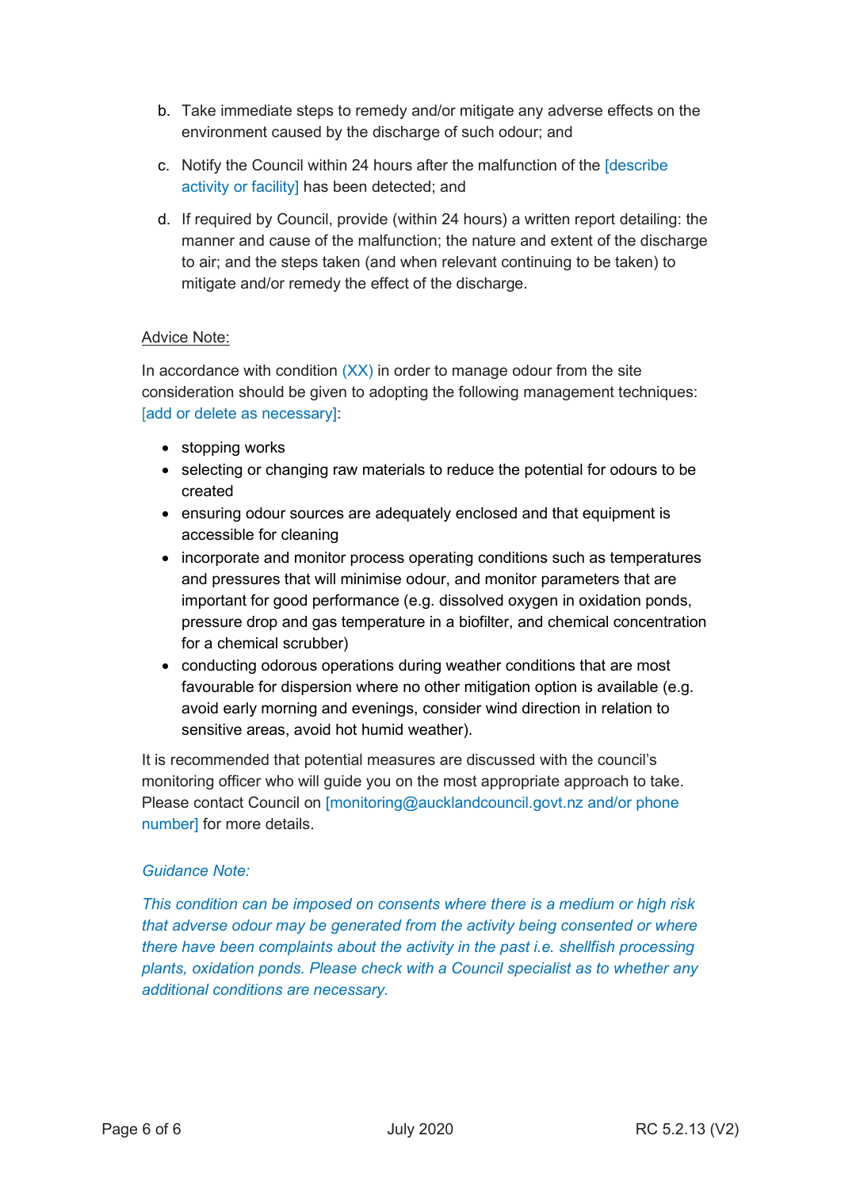b. Take immediate steps to remedy and/or mitigate any adverse effects on the environment caused by the discharge of such odour; and

c. Notify the Council within 24 hours after the malfunction of the [describe activity or facility] has been detected; and

d. If required by Council, provide (within 24 hours) a written report detailing: the manner and cause of the malfunction; the nature and extent of the discharge to air; and the steps taken (and when relevant continuing to be taken) to mitigate and/or remedy the effect of the discharge.

Advice Note:

In accordance with condition (XX) in order to manage odour from the site consideration should be given to adopting the following management techniques: [add or delete as necessary]:

- stopping works
- selecting or changing raw materials to reduce the potential for odours to be created
- ensuring odour sources are adequately enclosed and that equipment is accessible for cleaning
- incorporate and monitor process operating conditions such as temperatures and pressures that will minimise odour, and monitor parameters that are important for good performance (e.g. dissolved oxygen in oxidation ponds, pressure drop and gas temperature in a biofilter, and chemical concentration for a chemical scrubber)
- conducting odorous operations during weather conditions that are most favourable for dispersion where no other mitigation option is available (e.g. avoid early morning and evenings, consider wind direction in relation to sensitive areas, avoid hot humid weather).

It is recommended that potential measures are discussed with the council's monitoring officer who will guide you on the most appropriate approach to take. Please contact Council on [monitoring@aucklandcouncil.govt.nz and/or phone number] for more details.

*Guidance Note:*

*This condition can be imposed on consents where there is a medium or high risk that adverse odour may be generated from the activity being consented or where there have been complaints about the activity in the past i.e. shellfish processing plants, oxidation ponds. Please check with a Council specialist as to whether any additional conditions are necessary.*